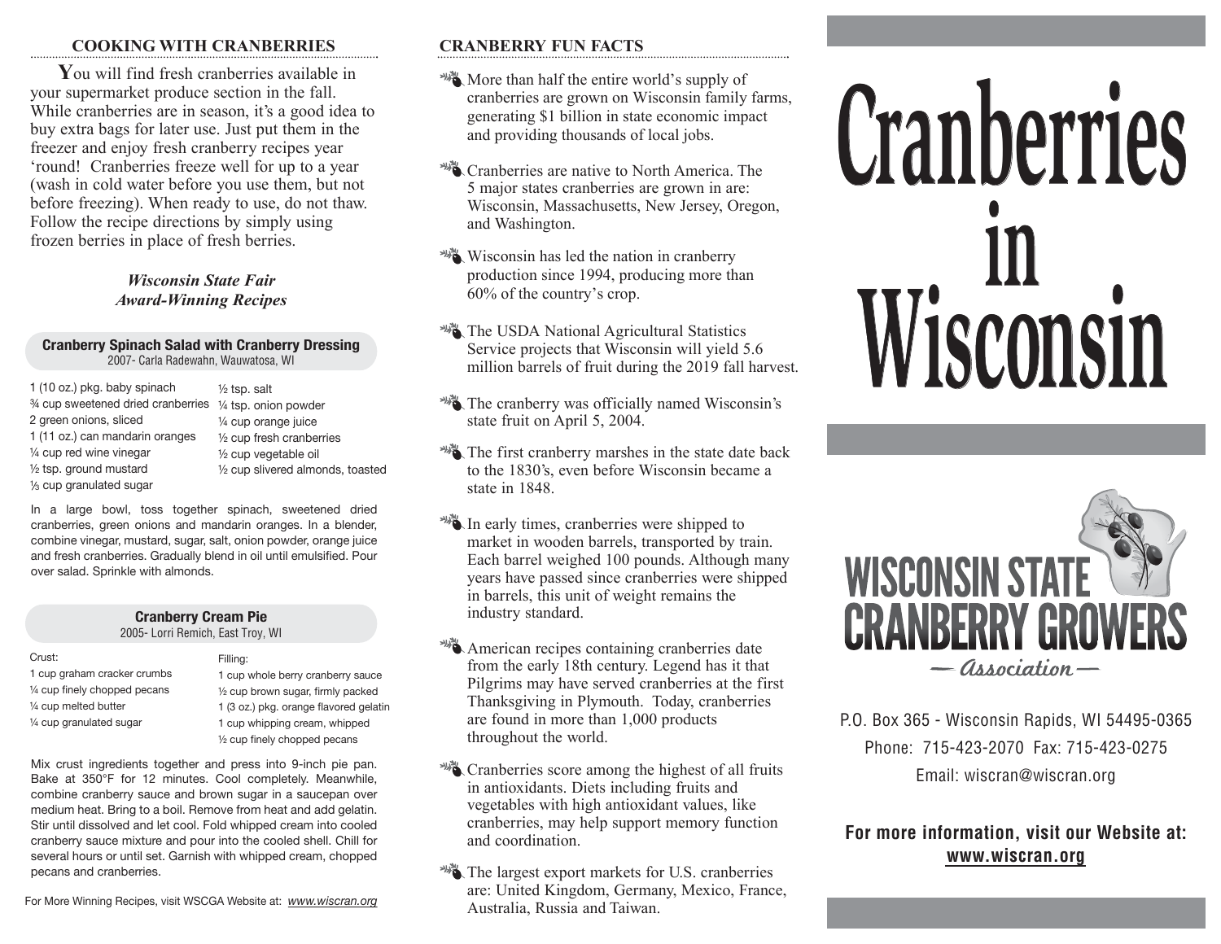## COOKING WITH CRANBERRIES

**Y**ou will find fresh cranberries available in your supermarket produce section in the fall. While cranberries are in season, it's a good idea to buy extra bags for later use. Just put them in the freezer and enjoy fresh cranberry recipes year 'round! Cranberries freeze well for up to a year (wash in cold water before you use them, but not before freezing). When ready to use, do not thaw. Follow the recipe directions by simply using frozen berries in place of fresh berries.

***Wisconsin State Fair Award-Winning Recipes***

### Cranberry Spinach Salad with Cranberry Dressing

2007- Carla Radewahn, Wauwatosa, WI

- 1 (10 oz.) pkg. baby spinach
- ¾ cup sweetened dried cranberries
- 2 green onions, sliced
- 1 (11 oz.) can mandarin oranges
- ¼ cup red wine vinegar
- ½ tsp. ground mustard
- ⅓ cup granulated sugar
- ½ tsp. salt
- ¼ tsp. onion powder
- ¼ cup orange juice
- ½ cup fresh cranberries
- ½ cup vegetable oil
- ½ cup slivered almonds, toasted

In a large bowl, toss together spinach, sweetened dried cranberries, green onions and mandarin oranges. In a blender, combine vinegar, mustard, sugar, salt, onion powder, orange juice and fresh cranberries. Gradually blend in oil until emulsified. Pour over salad. Sprinkle with almonds.

### Cranberry Cream Pie

2005- Lorri Remich, East Troy, WI

Crust:

- 1 cup graham cracker crumbs
- ¼ cup finely chopped pecans
- ¼ cup melted butter
- ¼ cup granulated sugar

Filling:

- 1 cup whole berry cranberry sauce
- ½ cup brown sugar, firmly packed
- 1 (3 oz.) pkg. orange flavored gelatin
- 1 cup whipping cream, whipped
- ½ cup finely chopped pecans

Mix crust ingredients together and press into 9-inch pie pan. Bake at 350°F for 12 minutes. Cool completely. Meanwhile, combine cranberry sauce and brown sugar in a saucepan over medium heat. Bring to a boil. Remove from heat and add gelatin. Stir until dissolved and let cool. Fold whipped cream into cooled cranberry sauce mixture and pour into the cooled shell. Chill for several hours or until set. Garnish with whipped cream, chopped pecans and cranberries.

For More Winning Recipes, visit WSCGA Website at: *www.wiscran.org*

## CRANBERRY FUN FACTS

- More than half the entire world's supply of cranberries are grown on Wisconsin family farms, generating $1 billion in state economic impact and providing thousands of local jobs.
- Cranberries are native to North America. The 5 major states cranberries are grown in are: Wisconsin, Massachusetts, New Jersey, Oregon, and Washington.
- Wisconsin has led the nation in cranberry production since 1994, producing more than 60% of the country's crop.
- The USDA National Agricultural Statistics Service projects that Wisconsin will yield 5.6 million barrels of fruit during the 2019 fall harvest.
- The cranberry was officially named Wisconsin's state fruit on April 5, 2004.
- The first cranberry marshes in the state date back to the 1830's, even before Wisconsin became a state in 1848.
- In early times, cranberries were shipped to market in wooden barrels, transported by train. Each barrel weighed 100 pounds. Although many years have passed since cranberries were shipped in barrels, this unit of weight remains the industry standard.
- American recipes containing cranberries date from the early 18th century. Legend has it that Pilgrims may have served cranberries at the first Thanksgiving in Plymouth. Today, cranberries are found in more than 1,000 products throughout the world.
- Cranberries score among the highest of all fruits in antioxidants. Diets including fruits and vegetables with high antioxidant values, like cranberries, may help support memory function and coordination.
- The largest export markets for U.S. cranberries are: United Kingdom, Germany, Mexico, France, Australia, Russia and Taiwan.

# Cranberries in Wisconsin

**WISCONSIN STATE CRANBERRY GROWERS**
*— Association —*

P.O. Box 365 - Wisconsin Rapids, WI 54495-0365
Phone: 715-423-2070 Fax: 715-423-0275
Email: wiscran@wiscran.org

**For more information, visit our Website at: www.wiscran.org**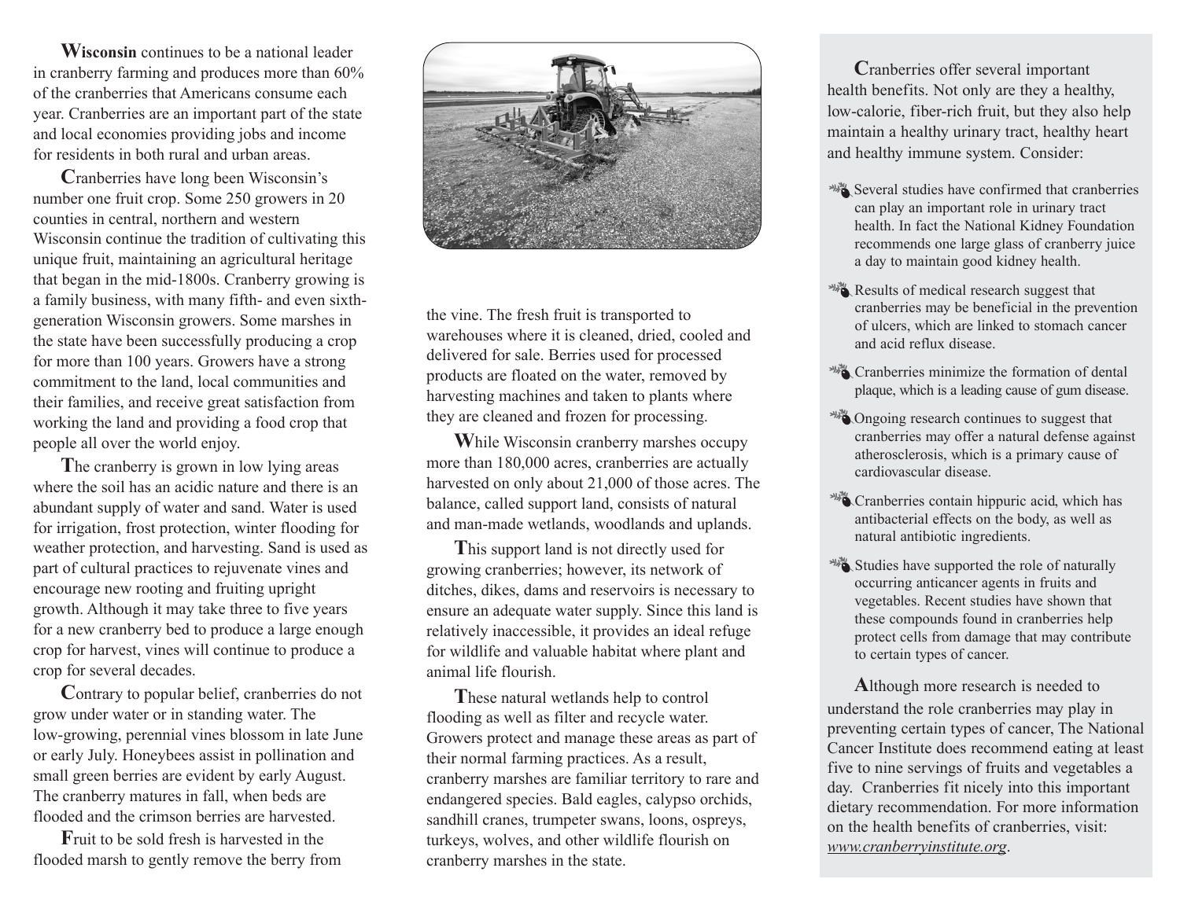**Wisconsin** continues to be a national leader in cranberry farming and produces more than 60% of the cranberries that Americans consume each year. Cranberries are an important part of the state and local economies providing jobs and income for residents in both rural and urban areas.

**C**ranberries have long been Wisconsin's number one fruit crop. Some 250 growers in 20 counties in central, northern and western Wisconsin continue the tradition of cultivating this unique fruit, maintaining an agricultural heritage that began in the mid-1800s. Cranberry growing is a family business, with many fifth- and even sixth-generation Wisconsin growers. Some marshes in the state have been successfully producing a crop for more than 100 years. Growers have a strong commitment to the land, local communities and their families, and receive great satisfaction from working the land and providing a food crop that people all over the world enjoy.

**T**he cranberry is grown in low lying areas where the soil has an acidic nature and there is an abundant supply of water and sand. Water is used for irrigation, frost protection, winter flooding for weather protection, and harvesting. Sand is used as part of cultural practices to rejuvenate vines and encourage new rooting and fruiting upright growth. Although it may take three to five years for a new cranberry bed to produce a large enough crop for harvest, vines will continue to produce a crop for several decades.

**C**ontrary to popular belief, cranberries do not grow under water or in standing water. The low-growing, perennial vines blossom in late June or early July. Honeybees assist in pollination and small green berries are evident by early August. The cranberry matures in fall, when beds are flooded and the crimson berries are harvested.

**F**ruit to be sold fresh is harvested in the flooded marsh to gently remove the berry from the vine. The fresh fruit is transported to warehouses where it is cleaned, dried, cooled and delivered for sale. Berries used for processed products are floated on the water, removed by harvesting machines and taken to plants where they are cleaned and frozen for processing.

**W**hile Wisconsin cranberry marshes occupy more than 180,000 acres, cranberries are actually harvested on only about 21,000 of those acres. The balance, called support land, consists of natural and man-made wetlands, woodlands and uplands.

**T**his support land is not directly used for growing cranberries; however, its network of ditches, dikes, dams and reservoirs is necessary to ensure an adequate water supply. Since this land is relatively inaccessible, it provides an ideal refuge for wildlife and valuable habitat where plant and animal life flourish.

**T**hese natural wetlands help to control flooding as well as filter and recycle water. Growers protect and manage these areas as part of their normal farming practices. As a result, cranberry marshes are familiar territory to rare and endangered species. Bald eagles, calypso orchids, sandhill cranes, trumpeter swans, loons, ospreys, turkeys, wolves, and other wildlife flourish on cranberry marshes in the state.

**C**ranberries offer several important health benefits. Not only are they a healthy, low-calorie, fiber-rich fruit, but they also help maintain a healthy urinary tract, healthy heart and healthy immune system. Consider:

- Several studies have confirmed that cranberries can play an important role in urinary tract health. In fact the National Kidney Foundation recommends one large glass of cranberry juice a day to maintain good kidney health.
- Results of medical research suggest that cranberries may be beneficial in the prevention of ulcers, which are linked to stomach cancer and acid reflux disease.
- Cranberries minimize the formation of dental plaque, which is a leading cause of gum disease.
- Ongoing research continues to suggest that cranberries may offer a natural defense against atherosclerosis, which is a primary cause of cardiovascular disease.
- Cranberries contain hippuric acid, which has antibacterial effects on the body, as well as natural antibiotic ingredients.
- Studies have supported the role of naturally occurring anticancer agents in fruits and vegetables. Recent studies have shown that these compounds found in cranberries help protect cells from damage that may contribute to certain types of cancer.

**A**lthough more research is needed to understand the role cranberries may play in preventing certain types of cancer, The National Cancer Institute does recommend eating at least five to nine servings of fruits and vegetables a day. Cranberries fit nicely into this important dietary recommendation. For more information on the health benefits of cranberries, visit: *www.cranberryinstitute.org*.